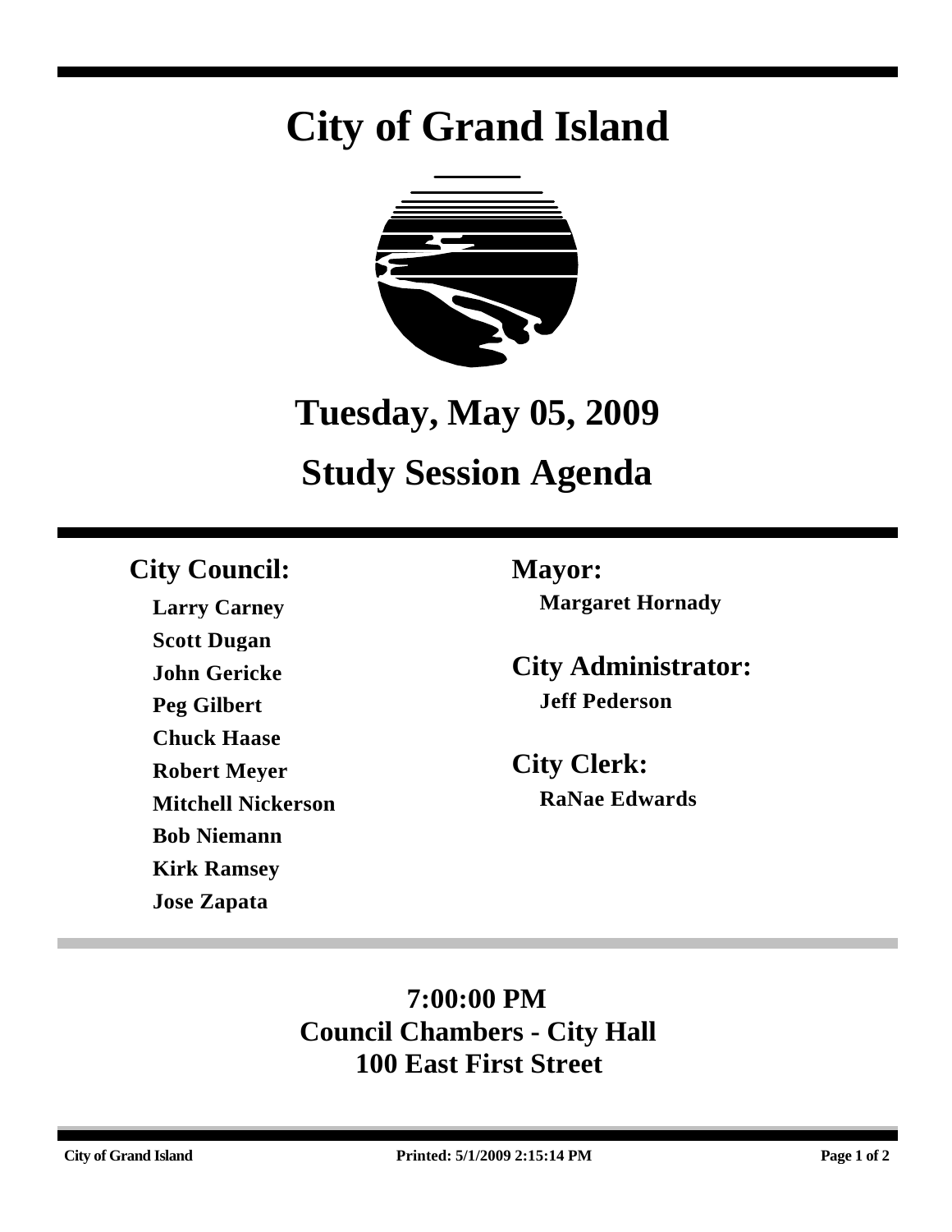# City of Grand Island

## Tuesday, May 05, 2009

## Study Session Agenda

### City Council:

**Larry Carney**
**Scott Dugan**
**John Gericke**
**Peg Gilbert**
**Chuck Haase**
**Robert Meyer**
**Mitchell Nickerson**
**Bob Niemann**
**Kirk Ramsey**
**Jose Zapata**

### Mayor:

**Margaret Hornady**

### City Administrator:

**Jeff Pederson**

### City Clerk:

**RaNae Edwards**

**7:00:00 PM**
**Council Chambers - City Hall**
**100 East First Street**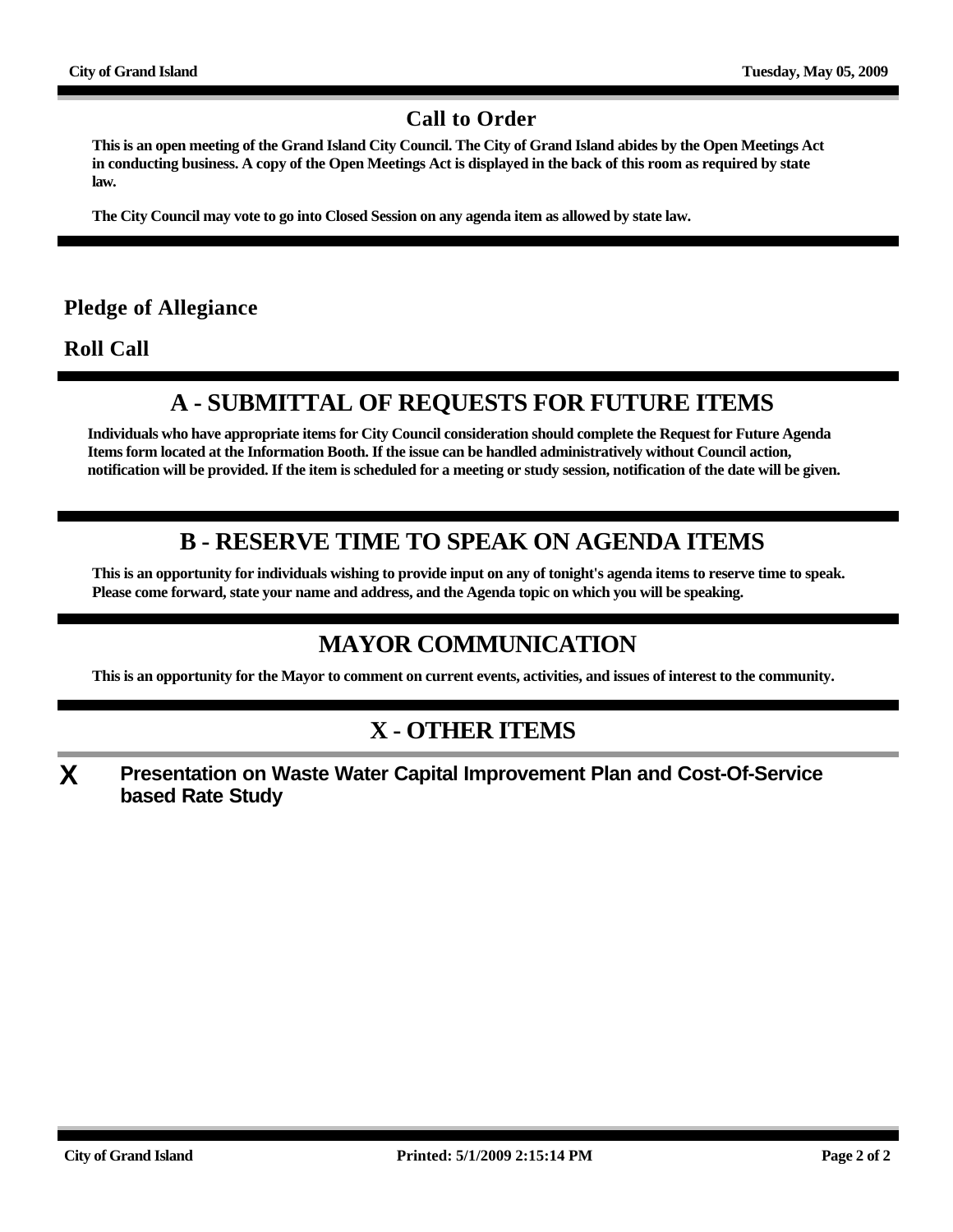## Call to Order

**This is an open meeting of the Grand Island City Council. The City of Grand Island abides by the Open Meetings Act in conducting business. A copy of the Open Meetings Act is displayed in the back of this room as required by state law.**

**The City Council may vote to go into Closed Session on any agenda item as allowed by state law.**

### Pledge of Allegiance

### Roll Call

## A - SUBMITTAL OF REQUESTS FOR FUTURE ITEMS

**Individuals who have appropriate items for City Council consideration should complete the Request for Future Agenda Items form located at the Information Booth. If the issue can be handled administratively without Council action, notification will be provided. If the item is scheduled for a meeting or study session, notification of the date will be given.**

## B - RESERVE TIME TO SPEAK ON AGENDA ITEMS

**This is an opportunity for individuals wishing to provide input on any of tonight's agenda items to reserve time to speak. Please come forward, state your name and address, and the Agenda topic on which you will be speaking.**

## MAYOR COMMUNICATION

**This is an opportunity for the Mayor to comment on current events, activities, and issues of interest to the community.**

## X - OTHER ITEMS

**X** **Presentation on Waste Water Capital Improvement Plan and Cost-Of-Service based Rate Study**